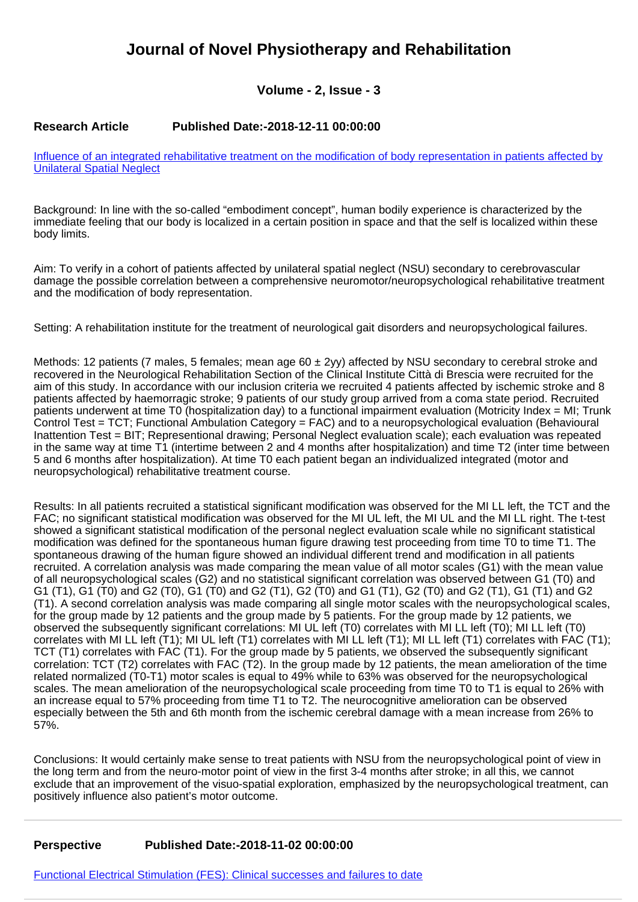# Journal of Novel Physiotherapy and Rehabilitation

### Volume - 2, Issue - 3

**Research Article** **Published Date:-2018-12-11 00:00:00**

[Influence of an integrated rehabilitative treatment on the modification of body representation in patients affected by Unilateral Spatial Neglect]

Background: In line with the so-called “embodiment concept”, human bodily experience is characterized by the immediate feeling that our body is localized in a certain position in space and that the self is localized within these body limits.

Aim: To verify in a cohort of patients affected by unilateral spatial neglect (NSU) secondary to cerebrovascular damage the possible correlation between a comprehensive neuromotor/neuropsychological rehabilitative treatment and the modification of body representation.

Setting: A rehabilitation institute for the treatment of neurological gait disorders and neuropsychological failures.

Methods: 12 patients (7 males, 5 females; mean age 60 ± 2yy) affected by NSU secondary to cerebral stroke and recovered in the Neurological Rehabilitation Section of the Clinical Institute Città di Brescia were recruited for the aim of this study. In accordance with our inclusion criteria we recruited 4 patients affected by ischemic stroke and 8 patients affected by haemorragic stroke; 9 patients of our study group arrived from a coma state period. Recruited patients underwent at time T0 (hospitalization day) to a functional impairment evaluation (Motricity Index = MI; Trunk Control Test = TCT; Functional Ambulation Category = FAC) and to a neuropsychological evaluation (Behavioural Inattention Test = BIT; Representional drawing; Personal Neglect evaluation scale); each evaluation was repeated in the same way at time T1 (intertime between 2 and 4 months after hospitalization) and time T2 (inter time between 5 and 6 months after hospitalization). At time T0 each patient began an individualized integrated (motor and neuropsychological) rehabilitative treatment course.

Results: In all patients recruited a statistical significant modification was observed for the MI LL left, the TCT and the FAC; no significant statistical modification was observed for the MI UL left, the MI UL and the MI LL right. The t-test showed a significant statistical modification of the personal neglect evaluation scale while no significant statistical modification was defined for the spontaneous human figure drawing test proceeding from time T0 to time T1. The spontaneous drawing of the human figure showed an individual different trend and modification in all patients recruited. A correlation analysis was made comparing the mean value of all motor scales (G1) with the mean value of all neuropsychological scales (G2) and no statistical significant correlation was observed between G1 (T0) and G1 (T1), G1 (T0) and G2 (T0), G1 (T0) and G2 (T1), G2 (T0) and G1 (T1), G2 (T0) and G2 (T1), G1 (T1) and G2 (T1). A second correlation analysis was made comparing all single motor scales with the neuropsychological scales, for the group made by 12 patients and the group made by 5 patients. For the group made by 12 patients, we observed the subsequently significant correlations: MI UL left (T0) correlates with MI LL left (T0); MI LL left (T0) correlates with MI LL left (T1); MI UL left (T1) correlates with MI LL left (T1); MI LL left (T1) correlates with FAC (T1); TCT (T1) correlates with FAC (T1). For the group made by 5 patients, we observed the subsequently significant correlation: TCT (T2) correlates with FAC (T2). In the group made by 12 patients, the mean amelioration of the time related normalized (T0-T1) motor scales is equal to 49% while to 63% was observed for the neuropsychological scales. The mean amelioration of the neuropsychological scale proceeding from time T0 to T1 is equal to 26% with an increase equal to 57% proceeding from time T1 to T2. The neurocognitive amelioration can be observed especially between the 5th and 6th month from the ischemic cerebral damage with a mean increase from 26% to 57%.

Conclusions: It would certainly make sense to treat patients with NSU from the neuropsychological point of view in the long term and from the neuro-motor point of view in the first 3-4 months after stroke; in all this, we cannot exclude that an improvement of the visuo-spatial exploration, emphasized by the neuropsychological treatment, can positively influence also patient’s motor outcome.

---

**Perspective** **Published Date:-2018-11-02 00:00:00**

[Functional Electrical Stimulation (FES): Clinical successes and failures to date]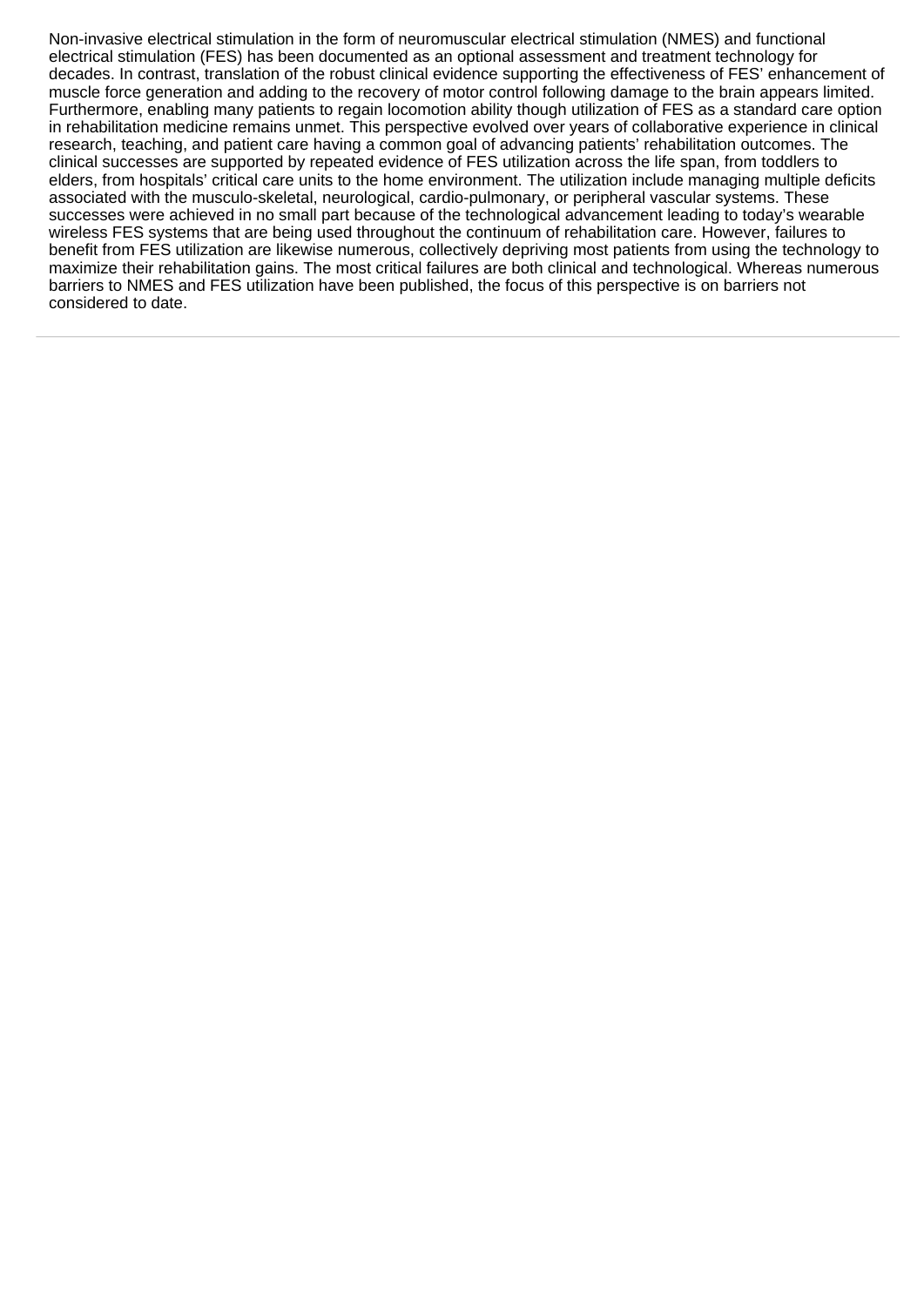Non-invasive electrical stimulation in the form of neuromuscular electrical stimulation (NMES) and functional electrical stimulation (FES) has been documented as an optional assessment and treatment technology for decades. In contrast, translation of the robust clinical evidence supporting the effectiveness of FES' enhancement of muscle force generation and adding to the recovery of motor control following damage to the brain appears limited. Furthermore, enabling many patients to regain locomotion ability though utilization of FES as a standard care option in rehabilitation medicine remains unmet. This perspective evolved over years of collaborative experience in clinical research, teaching, and patient care having a common goal of advancing patients' rehabilitation outcomes. The clinical successes are supported by repeated evidence of FES utilization across the life span, from toddlers to elders, from hospitals' critical care units to the home environment. The utilization include managing multiple deficits associated with the musculo-skeletal, neurological, cardio-pulmonary, or peripheral vascular systems. These successes were achieved in no small part because of the technological advancement leading to today's wearable wireless FES systems that are being used throughout the continuum of rehabilitation care. However, failures to benefit from FES utilization are likewise numerous, collectively depriving most patients from using the technology to maximize their rehabilitation gains. The most critical failures are both clinical and technological. Whereas numerous barriers to NMES and FES utilization have been published, the focus of this perspective is on barriers not considered to date.